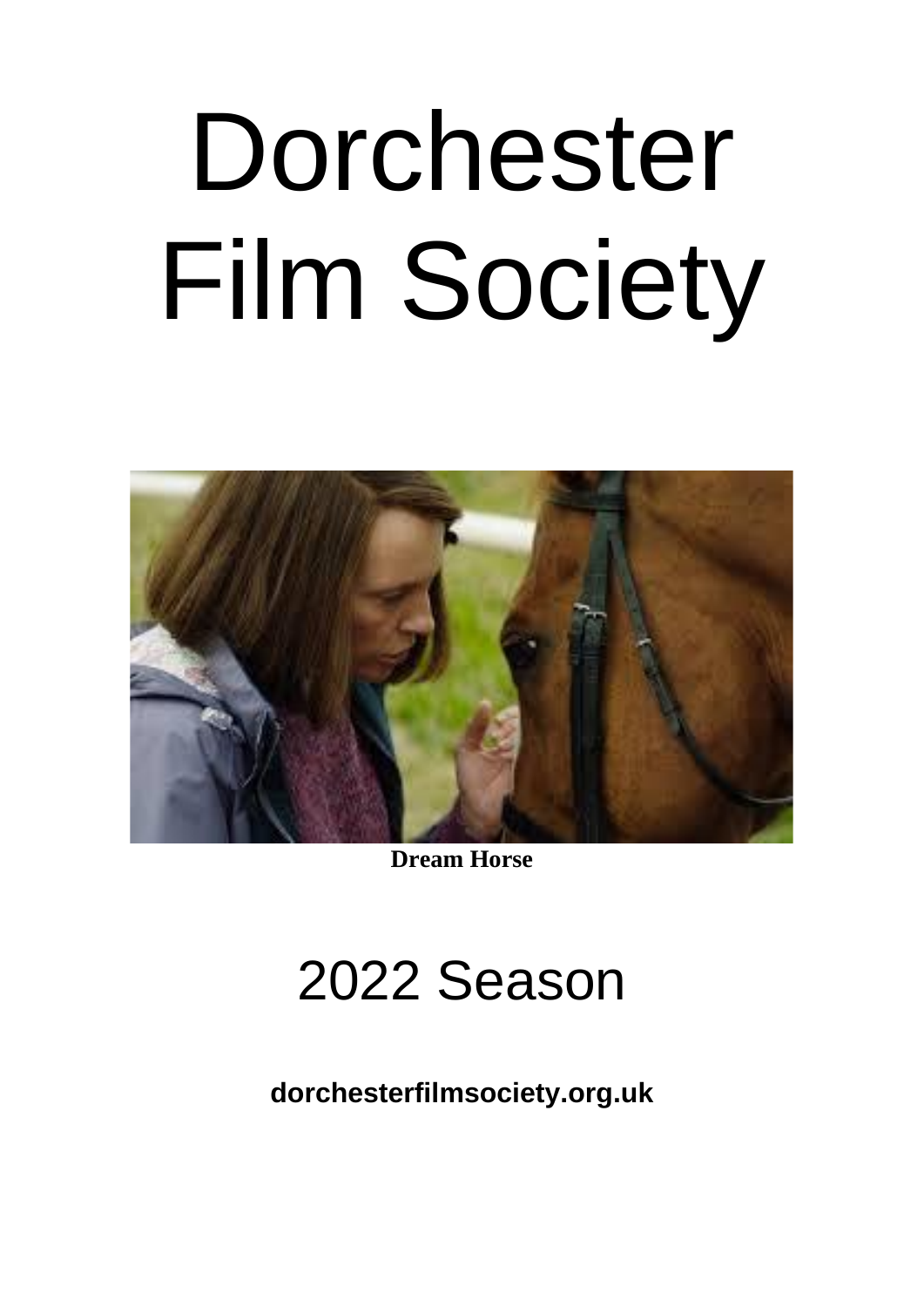# Dorchester Film Society

**Dream Horse**

## 2022 Season

**dorchesterfilmsociety.org.uk**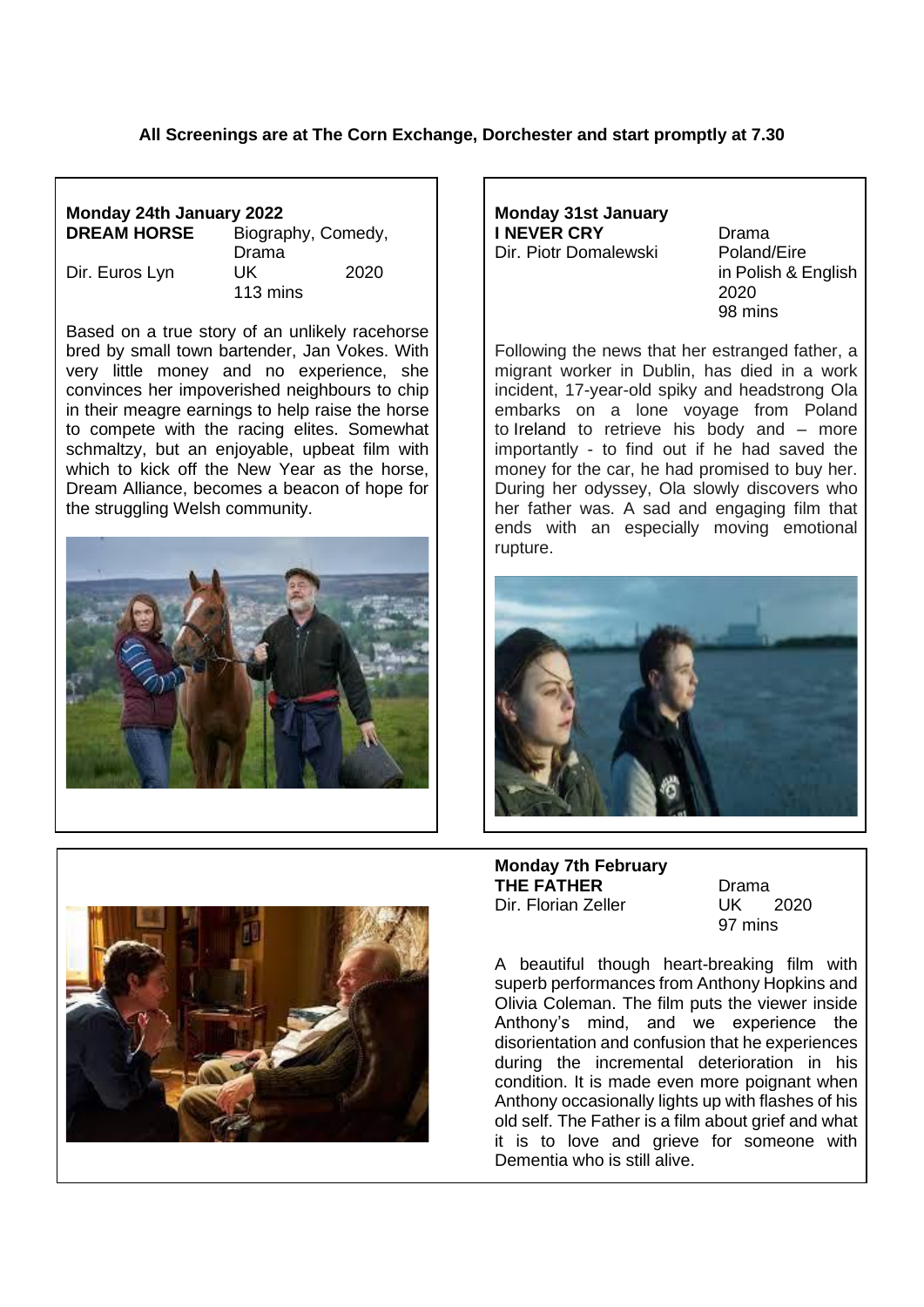**All Screenings are at The Corn Exchange, Dorchester and start promptly at 7.30**

**Monday 24th January 2022**

**DREAM HORSE** — Biography, Comedy, Drama

Dir. Euros Lyn — UK 2020 — 113 mins

Based on a true story of an unlikely racehorse bred by small town bartender, Jan Vokes. With very little money and no experience, she convinces her impoverished neighbours to chip in their meagre earnings to help raise the horse to compete with the racing elites. Somewhat schmaltzy, but an enjoyable, upbeat film with which to kick off the New Year as the horse, Dream Alliance, becomes a beacon of hope for the struggling Welsh community.

**Monday 31st January**

**I NEVER CRY** — Drama

Dir. Piotr Domalewski — Poland/Eire — in Polish & English — 2020 — 98 mins

Following the news that her estranged father, a migrant worker in Dublin, has died in a work incident, 17-year-old spiky and headstrong Ola embarks on a lone voyage from Poland to Ireland to retrieve his body and – more importantly - to find out if he had saved the money for the car, he had promised to buy her. During her odyssey, Ola slowly discovers who her father was. A sad and engaging film that ends with an especially moving emotional rupture.

**Monday 7th February**

**THE FATHER** — Drama

Dir. Florian Zeller — UK 2020 — 97 mins

A beautiful though heart-breaking film with superb performances from Anthony Hopkins and Olivia Coleman. The film puts the viewer inside Anthony's mind, and we experience the disorientation and confusion that he experiences during the incremental deterioration in his condition. It is made even more poignant when Anthony occasionally lights up with flashes of his old self. The Father is a film about grief and what it is to love and grieve for someone with Dementia who is still alive.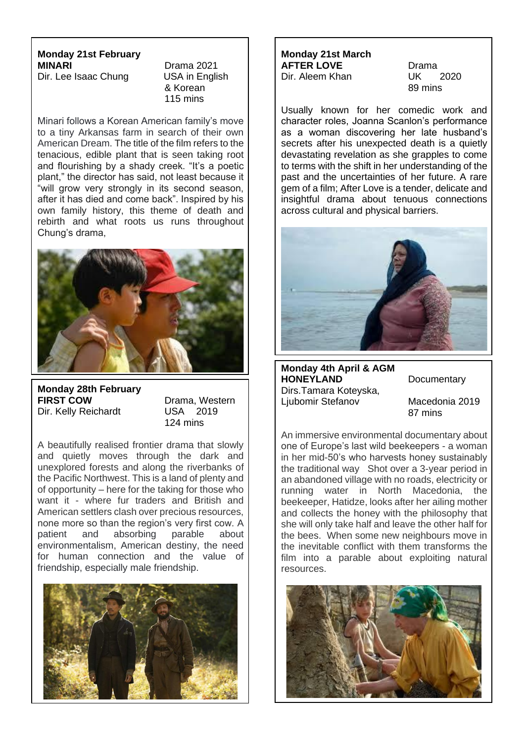**Monday 21st February**
**MINARI** Drama 2021
Dir. Lee Isaac Chung USA in English & Korean
115 mins

Minari follows a Korean American family's move to a tiny Arkansas farm in search of their own American Dream. The title of the film refers to the tenacious, edible plant that is seen taking root and flourishing by a shady creek. "It's a poetic plant," the director has said, not least because it "will grow very strongly in its second season, after it has died and come back". Inspired by his own family history, this theme of death and rebirth and what roots us runs throughout Chung's drama,

**Monday 28th February**
**FIRST COW** Drama, Western
Dir. Kelly Reichardt USA 2019
124 mins

A beautifully realised frontier drama that slowly and quietly moves through the dark and unexplored forests and along the riverbanks of the Pacific Northwest. This is a land of plenty and of opportunity – here for the taking for those who want it - where fur traders and British and American settlers clash over precious resources, none more so than the region's very first cow. A patient and absorbing parable about environmentalism, American destiny, the need for human connection and the value of friendship, especially male friendship.

**Monday 21st March**
**AFTER LOVE** Drama
Dir. Aleem Khan UK 2020
89 mins

Usually known for her comedic work and character roles, Joanna Scanlon's performance as a woman discovering her late husband's secrets after his unexpected death is a quietly devastating revelation as she grapples to come to terms with the shift in her understanding of the past and the uncertainties of her future. A rare gem of a film; After Love is a tender, delicate and insightful drama about tenuous connections across cultural and physical barriers.

**Monday 4th April & AGM**
**HONEYLAND** Documentary
Dirs.Tamara Koteyska, Ljubomir Stefanov Macedonia 2019
87 mins

An immersive environmental documentary about one of Europe's last wild beekeepers - a woman in her mid-50's who harvests honey sustainably the traditional way Shot over a 3-year period in an abandoned village with no roads, electricity or running water in North Macedonia, the beekeeper, Hatidze, looks after her ailing mother and collects the honey with the philosophy that she will only take half and leave the other half for the bees. When some new neighbours move in the inevitable conflict with them transforms the film into a parable about exploiting natural resources.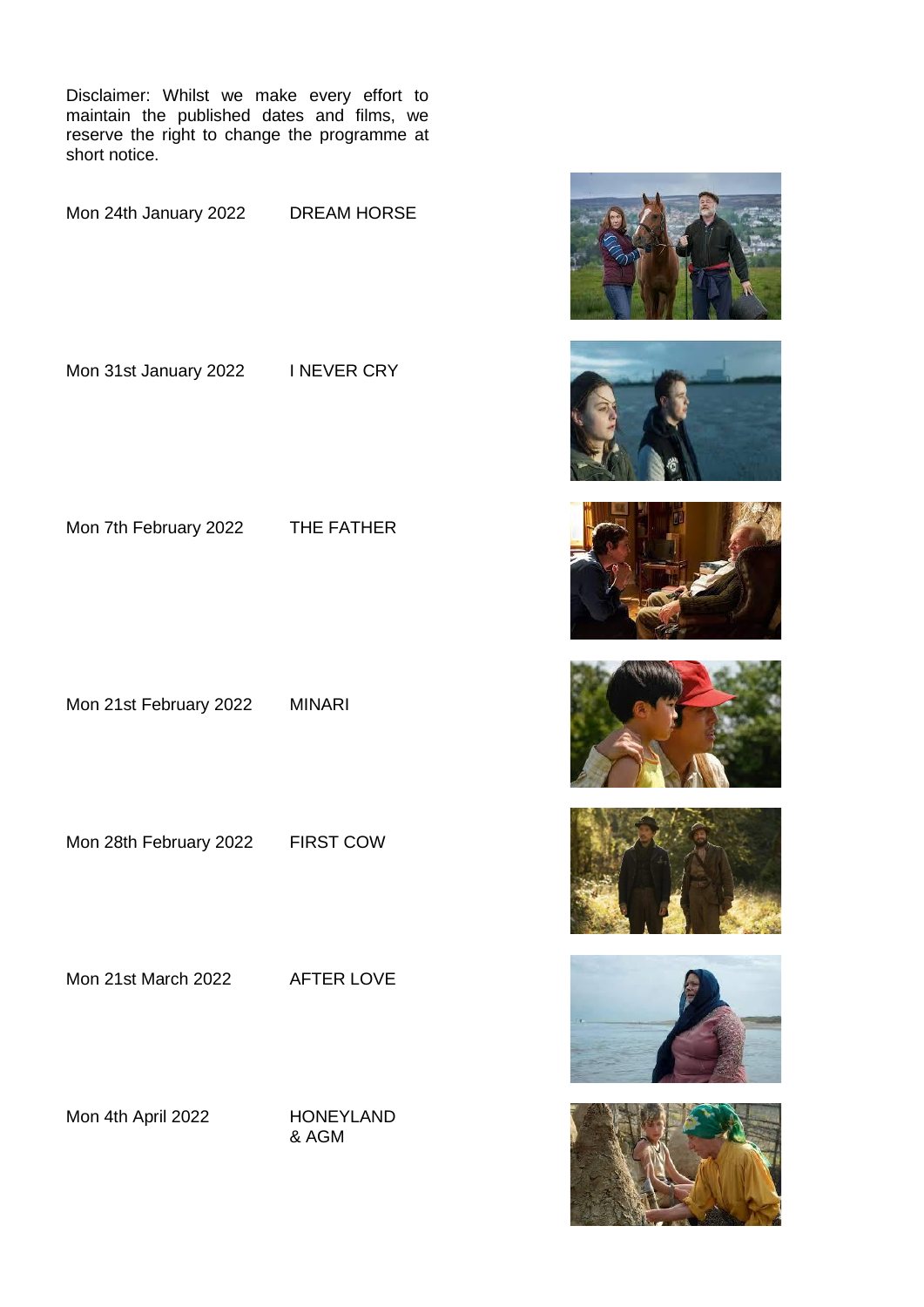Disclaimer: Whilst we make every effort to maintain the published dates and films, we reserve the right to change the programme at short notice.

| | |
|---|---|
| Mon 24th January 2022 | DREAM HORSE |
| Mon 31st January 2022 | I NEVER CRY |
| Mon 7th February 2022 | THE FATHER |
| Mon 21st February 2022 | MINARI |
| Mon 28th February 2022 | FIRST COW |
| Mon 21st March 2022 | AFTER LOVE |
| Mon 4th April 2022 | HONEYLAND & AGM |